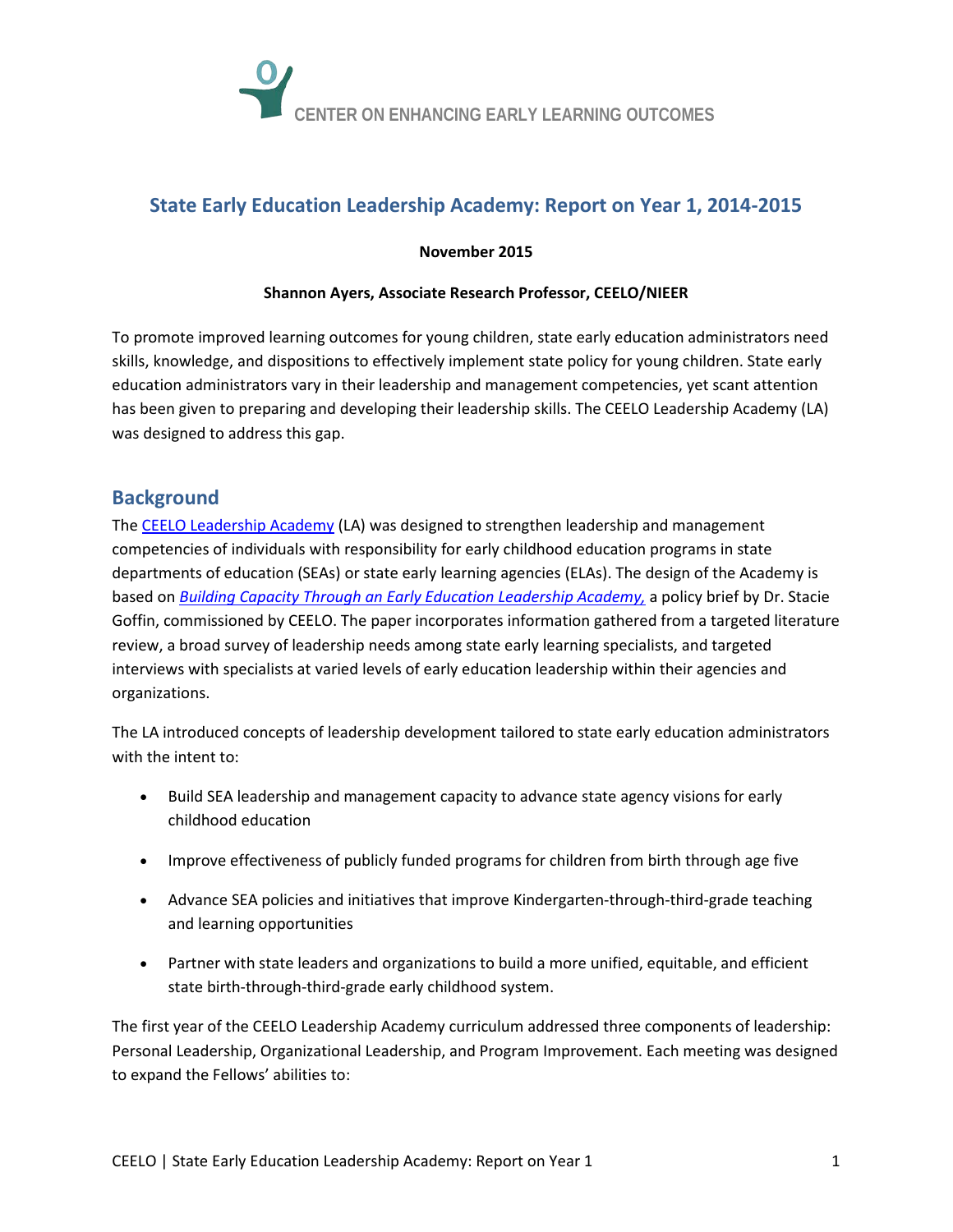CENTER ON ENHANCING EARLY LEARNING OUTCOMES

# State Early Education Leadership Academy: Report on Year 1, 2014-2015

**November 2015**

**Shannon Ayers, Associate Research Professor, CEELO/NIEER**

To promote improved learning outcomes for young children, state early education administrators need skills, knowledge, and dispositions to effectively implement state policy for young children. State early education administrators vary in their leadership and management competencies, yet scant attention has been given to preparing and developing their leadership skills. The CEELO Leadership Academy (LA) was designed to address this gap.

## Background

The CEELO Leadership Academy (LA) was designed to strengthen leadership and management competencies of individuals with responsibility for early childhood education programs in state departments of education (SEAs) or state early learning agencies (ELAs). The design of the Academy is based on *Building Capacity Through an Early Education Leadership Academy,* a policy brief by Dr. Stacie Goffin, commissioned by CEELO. The paper incorporates information gathered from a targeted literature review, a broad survey of leadership needs among state early learning specialists, and targeted interviews with specialists at varied levels of early education leadership within their agencies and organizations.

The LA introduced concepts of leadership development tailored to state early education administrators with the intent to:

- Build SEA leadership and management capacity to advance state agency visions for early childhood education
- Improve effectiveness of publicly funded programs for children from birth through age five
- Advance SEA policies and initiatives that improve Kindergarten-through-third-grade teaching and learning opportunities
- Partner with state leaders and organizations to build a more unified, equitable, and efficient state birth-through-third-grade early childhood system.

The first year of the CEELO Leadership Academy curriculum addressed three components of leadership: Personal Leadership, Organizational Leadership, and Program Improvement. Each meeting was designed to expand the Fellows' abilities to: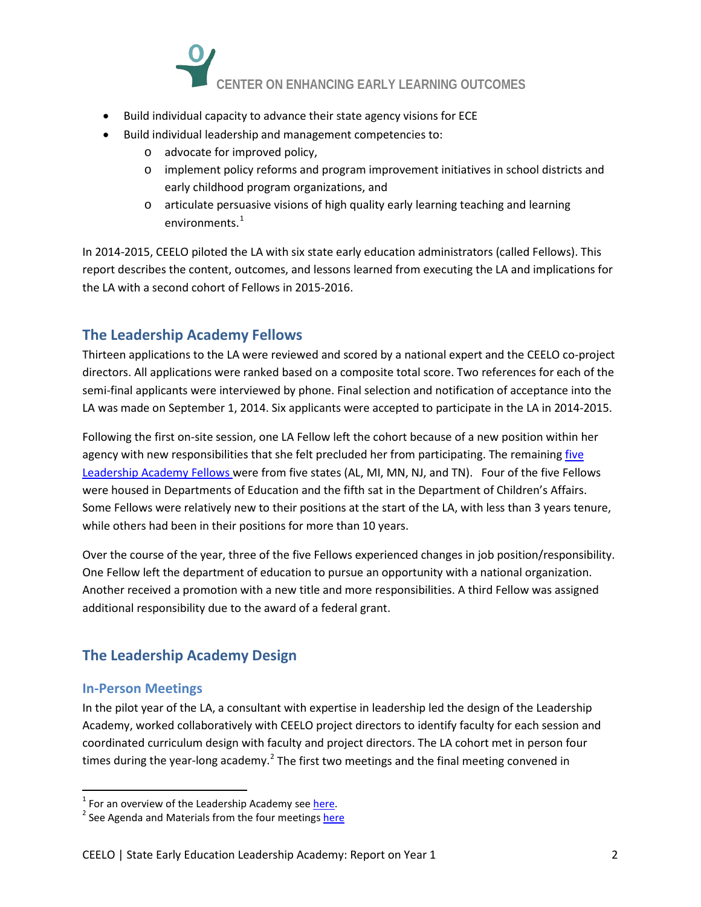- Build individual capacity to advance their state agency visions for ECE
- Build individual leadership and management competencies to:
  - advocate for improved policy,
  - implement policy reforms and program improvement initiatives in school districts and early childhood program organizations, and
  - articulate persuasive visions of high quality early learning teaching and learning environments.[1]

In 2014-2015, CEELO piloted the LA with six state early education administrators (called Fellows). This report describes the content, outcomes, and lessons learned from executing the LA and implications for the LA with a second cohort of Fellows in 2015-2016.

## The Leadership Academy Fellows

Thirteen applications to the LA were reviewed and scored by a national expert and the CEELO co-project directors. All applications were ranked based on a composite total score. Two references for each of the semi-final applicants were interviewed by phone. Final selection and notification of acceptance into the LA was made on September 1, 2014. Six applicants were accepted to participate in the LA in 2014-2015.

Following the first on-site session, one LA Fellow left the cohort because of a new position within her agency with new responsibilities that she felt precluded her from participating. The remaining five Leadership Academy Fellows were from five states (AL, MI, MN, NJ, and TN). Four of the five Fellows were housed in Departments of Education and the fifth sat in the Department of Children's Affairs. Some Fellows were relatively new to their positions at the start of the LA, with less than 3 years tenure, while others had been in their positions for more than 10 years.

Over the course of the year, three of the five Fellows experienced changes in job position/responsibility. One Fellow left the department of education to pursue an opportunity with a national organization. Another received a promotion with a new title and more responsibilities. A third Fellow was assigned additional responsibility due to the award of a federal grant.

## The Leadership Academy Design

### In-Person Meetings

In the pilot year of the LA, a consultant with expertise in leadership led the design of the Leadership Academy, worked collaboratively with CEELO project directors to identify faculty for each session and coordinated curriculum design with faculty and project directors. The LA cohort met in person four times during the year-long academy.[2] The first two meetings and the final meeting convened in

---

[1] For an overview of the Leadership Academy see here.

[2] See Agenda and Materials from the four meetings here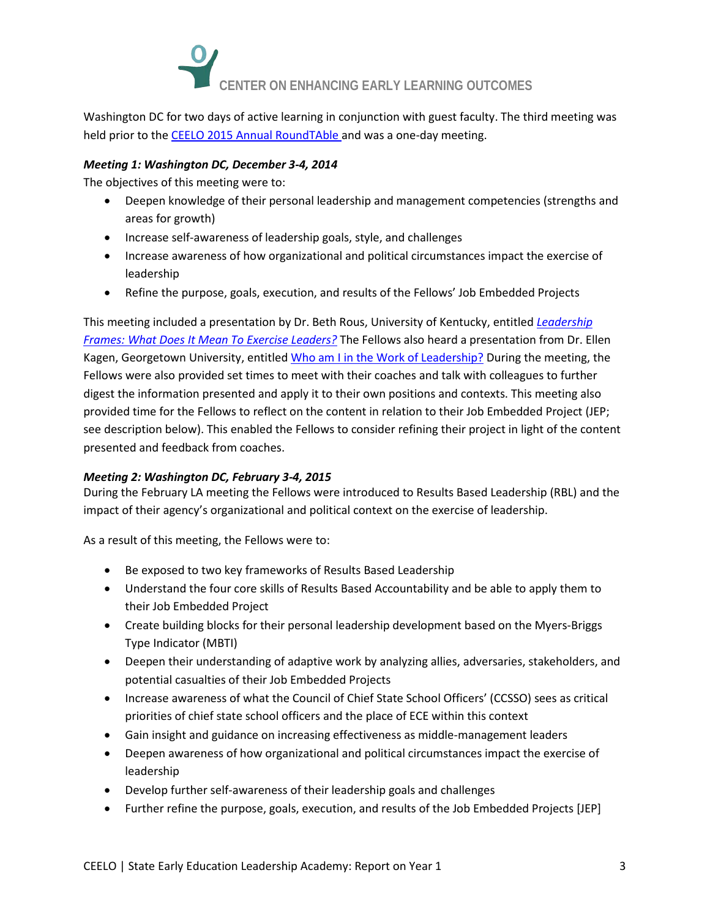Washington DC for two days of active learning in conjunction with guest faculty. The third meeting was held prior to the CEELO 2015 Annual RoundTAble and was a one-day meeting.

***Meeting 1: Washington DC, December 3-4, 2014***

The objectives of this meeting were to:

- Deepen knowledge of their personal leadership and management competencies (strengths and areas for growth)
- Increase self-awareness of leadership goals, style, and challenges
- Increase awareness of how organizational and political circumstances impact the exercise of leadership
- Refine the purpose, goals, execution, and results of the Fellows' Job Embedded Projects

This meeting included a presentation by Dr. Beth Rous, University of Kentucky, entitled *Leadership Frames: What Does It Mean To Exercise Leaders?* The Fellows also heard a presentation from Dr. Ellen Kagen, Georgetown University, entitled Who am I in the Work of Leadership? During the meeting, the Fellows were also provided set times to meet with their coaches and talk with colleagues to further digest the information presented and apply it to their own positions and contexts. This meeting also provided time for the Fellows to reflect on the content in relation to their Job Embedded Project (JEP; see description below). This enabled the Fellows to consider refining their project in light of the content presented and feedback from coaches.

***Meeting 2: Washington DC, February 3-4, 2015***

During the February LA meeting the Fellows were introduced to Results Based Leadership (RBL) and the impact of their agency's organizational and political context on the exercise of leadership.

As a result of this meeting, the Fellows were to:

- Be exposed to two key frameworks of Results Based Leadership
- Understand the four core skills of Results Based Accountability and be able to apply them to their Job Embedded Project
- Create building blocks for their personal leadership development based on the Myers-Briggs Type Indicator (MBTI)
- Deepen their understanding of adaptive work by analyzing allies, adversaries, stakeholders, and potential casualties of their Job Embedded Projects
- Increase awareness of what the Council of Chief State School Officers' (CCSSO) sees as critical priorities of chief state school officers and the place of ECE within this context
- Gain insight and guidance on increasing effectiveness as middle-management leaders
- Deepen awareness of how organizational and political circumstances impact the exercise of leadership
- Develop further self-awareness of their leadership goals and challenges
- Further refine the purpose, goals, execution, and results of the Job Embedded Projects [JEP]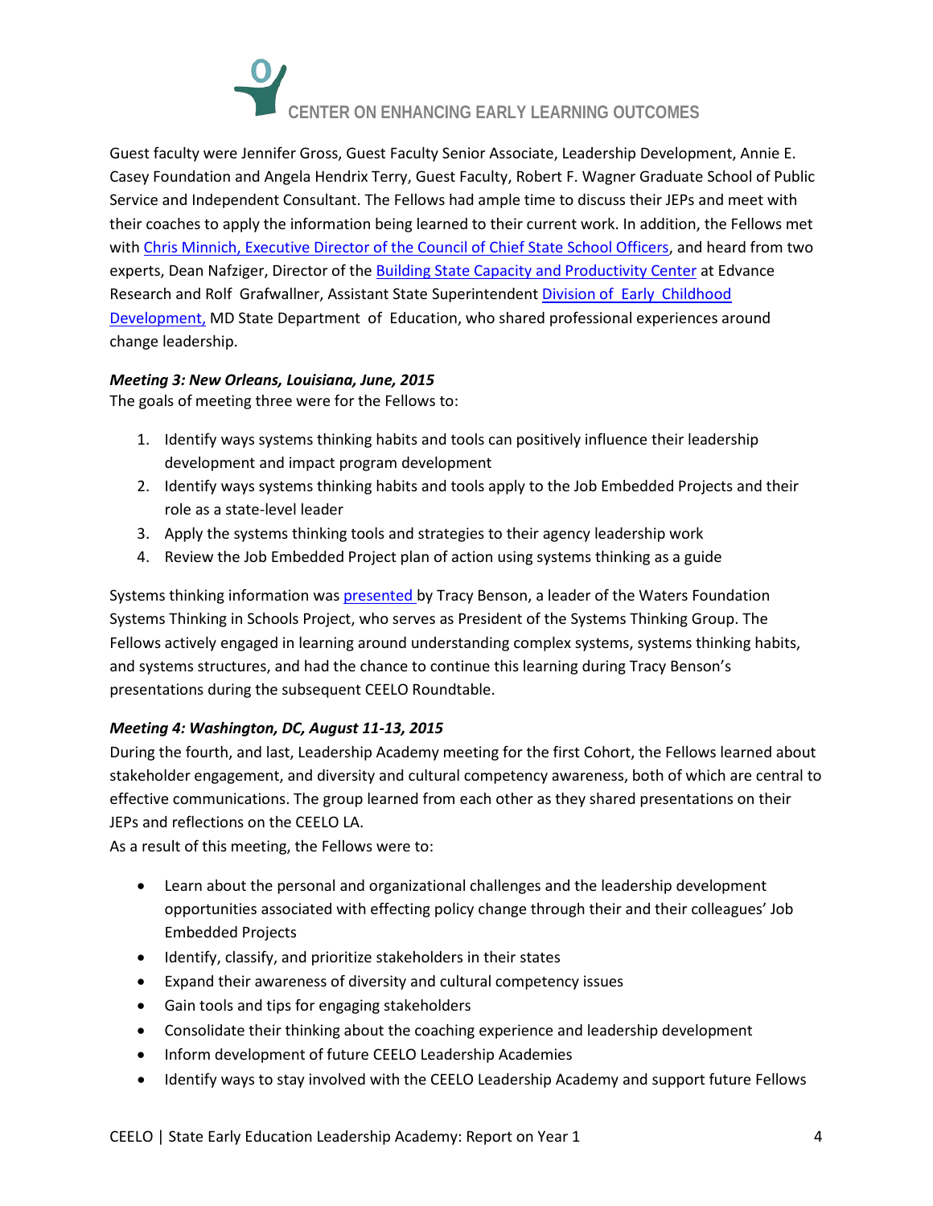Guest faculty were Jennifer Gross, Guest Faculty Senior Associate, Leadership Development, Annie E. Casey Foundation and Angela Hendrix Terry, Guest Faculty, Robert F. Wagner Graduate School of Public Service and Independent Consultant. The Fellows had ample time to discuss their JEPs and meet with their coaches to apply the information being learned to their current work. In addition, the Fellows met with Chris Minnich, Executive Director of the Council of Chief State School Officers, and heard from two experts, Dean Nafziger, Director of the Building State Capacity and Productivity Center at Edvance Research and Rolf Grafwallner, Assistant State Superintendent Division of Early Childhood Development, MD State Department of Education, who shared professional experiences around change leadership.

***Meeting 3: New Orleans, Louisiana, June, 2015***

The goals of meeting three were for the Fellows to:

1. Identify ways systems thinking habits and tools can positively influence their leadership development and impact program development
2. Identify ways systems thinking habits and tools apply to the Job Embedded Projects and their role as a state-level leader
3. Apply the systems thinking tools and strategies to their agency leadership work
4. Review the Job Embedded Project plan of action using systems thinking as a guide

Systems thinking information was presented by Tracy Benson, a leader of the Waters Foundation Systems Thinking in Schools Project, who serves as President of the Systems Thinking Group. The Fellows actively engaged in learning around understanding complex systems, systems thinking habits, and systems structures, and had the chance to continue this learning during Tracy Benson's presentations during the subsequent CEELO Roundtable.

***Meeting 4: Washington, DC, August 11-13, 2015***

During the fourth, and last, Leadership Academy meeting for the first Cohort, the Fellows learned about stakeholder engagement, and diversity and cultural competency awareness, both of which are central to effective communications. The group learned from each other as they shared presentations on their JEPs and reflections on the CEELO LA.

As a result of this meeting, the Fellows were to:

- Learn about the personal and organizational challenges and the leadership development opportunities associated with effecting policy change through their and their colleagues' Job Embedded Projects
- Identify, classify, and prioritize stakeholders in their states
- Expand their awareness of diversity and cultural competency issues
- Gain tools and tips for engaging stakeholders
- Consolidate their thinking about the coaching experience and leadership development
- Inform development of future CEELO Leadership Academies
- Identify ways to stay involved with the CEELO Leadership Academy and support future Fellows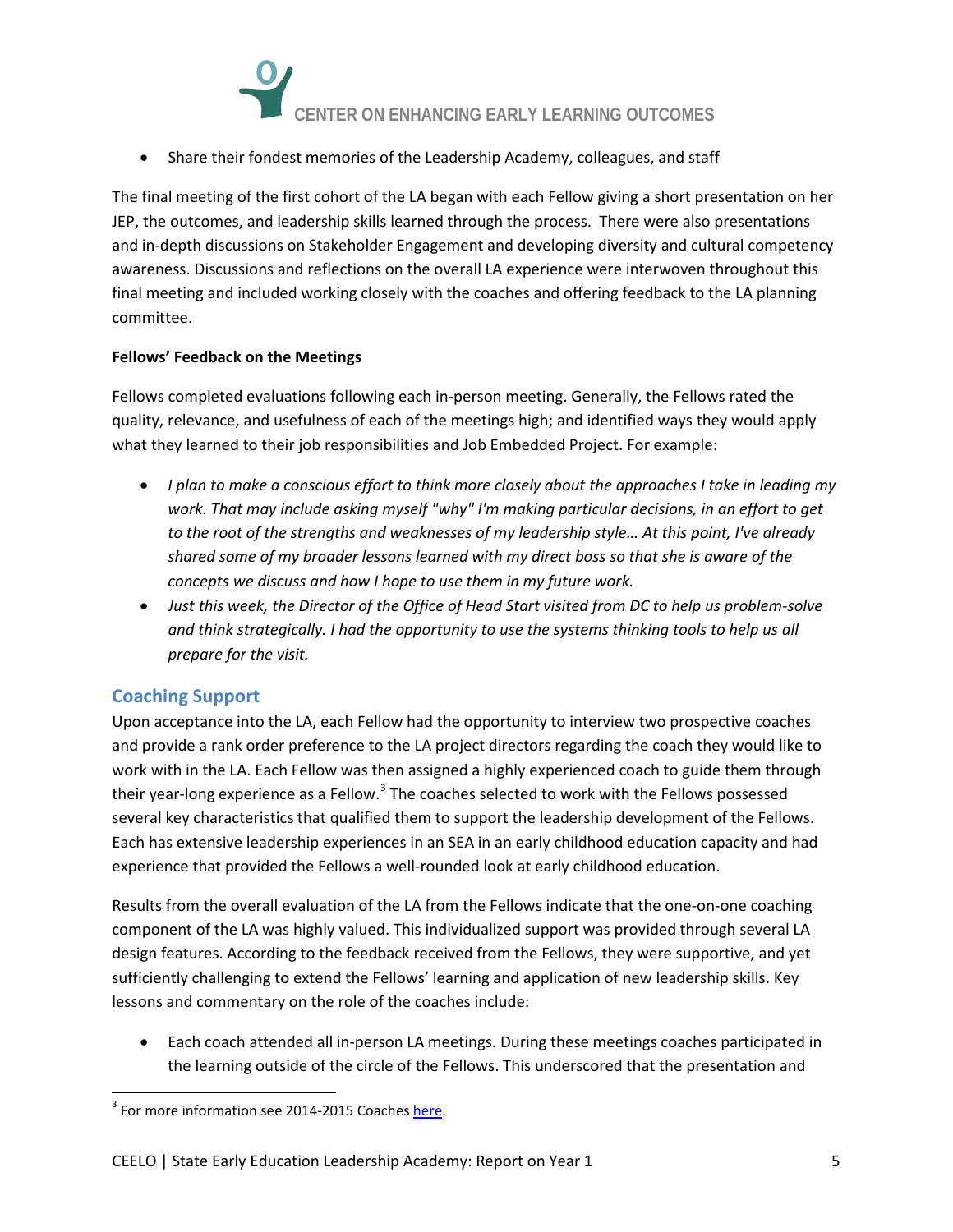- Share their fondest memories of the Leadership Academy, colleagues, and staff

The final meeting of the first cohort of the LA began with each Fellow giving a short presentation on her JEP, the outcomes, and leadership skills learned through the process. There were also presentations and in-depth discussions on Stakeholder Engagement and developing diversity and cultural competency awareness. Discussions and reflections on the overall LA experience were interwoven throughout this final meeting and included working closely with the coaches and offering feedback to the LA planning committee.

**Fellows' Feedback on the Meetings**

Fellows completed evaluations following each in-person meeting. Generally, the Fellows rated the quality, relevance, and usefulness of each of the meetings high; and identified ways they would apply what they learned to their job responsibilities and Job Embedded Project. For example:

- *I plan to make a conscious effort to think more closely about the approaches I take in leading my work. That may include asking myself "why" I'm making particular decisions, in an effort to get to the root of the strengths and weaknesses of my leadership style… At this point, I've already shared some of my broader lessons learned with my direct boss so that she is aware of the concepts we discuss and how I hope to use them in my future work.*
- *Just this week, the Director of the Office of Head Start visited from DC to help us problem-solve and think strategically. I had the opportunity to use the systems thinking tools to help us all prepare for the visit.*

## Coaching Support

Upon acceptance into the LA, each Fellow had the opportunity to interview two prospective coaches and provide a rank order preference to the LA project directors regarding the coach they would like to work with in the LA. Each Fellow was then assigned a highly experienced coach to guide them through their year-long experience as a Fellow.[3] The coaches selected to work with the Fellows possessed several key characteristics that qualified them to support the leadership development of the Fellows. Each has extensive leadership experiences in an SEA in an early childhood education capacity and had experience that provided the Fellows a well-rounded look at early childhood education.

Results from the overall evaluation of the LA from the Fellows indicate that the one-on-one coaching component of the LA was highly valued. This individualized support was provided through several LA design features. According to the feedback received from the Fellows, they were supportive, and yet sufficiently challenging to extend the Fellows' learning and application of new leadership skills. Key lessons and commentary on the role of the coaches include:

- Each coach attended all in-person LA meetings. During these meetings coaches participated in the learning outside of the circle of the Fellows. This underscored that the presentation and

[3] For more information see 2014-2015 Coaches here.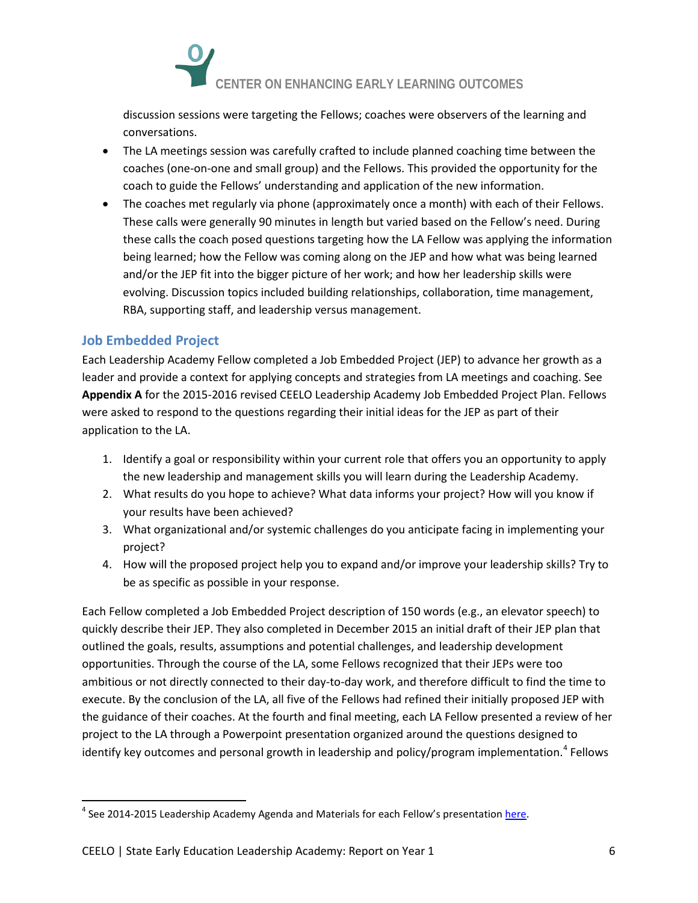discussion sessions were targeting the Fellows; coaches were observers of the learning and conversations.

- The LA meetings session was carefully crafted to include planned coaching time between the coaches (one-on-one and small group) and the Fellows. This provided the opportunity for the coach to guide the Fellows' understanding and application of the new information.
- The coaches met regularly via phone (approximately once a month) with each of their Fellows. These calls were generally 90 minutes in length but varied based on the Fellow's need. During these calls the coach posed questions targeting how the LA Fellow was applying the information being learned; how the Fellow was coming along on the JEP and how what was being learned and/or the JEP fit into the bigger picture of her work; and how her leadership skills were evolving. Discussion topics included building relationships, collaboration, time management, RBA, supporting staff, and leadership versus management.

## Job Embedded Project

Each Leadership Academy Fellow completed a Job Embedded Project (JEP) to advance her growth as a leader and provide a context for applying concepts and strategies from LA meetings and coaching. See **Appendix A** for the 2015-2016 revised CEELO Leadership Academy Job Embedded Project Plan. Fellows were asked to respond to the questions regarding their initial ideas for the JEP as part of their application to the LA.

1. Identify a goal or responsibility within your current role that offers you an opportunity to apply the new leadership and management skills you will learn during the Leadership Academy.
2. What results do you hope to achieve? What data informs your project? How will you know if your results have been achieved?
3. What organizational and/or systemic challenges do you anticipate facing in implementing your project?
4. How will the proposed project help you to expand and/or improve your leadership skills? Try to be as specific as possible in your response.

Each Fellow completed a Job Embedded Project description of 150 words (e.g., an elevator speech) to quickly describe their JEP. They also completed in December 2015 an initial draft of their JEP plan that outlined the goals, results, assumptions and potential challenges, and leadership development opportunities. Through the course of the LA, some Fellows recognized that their JEPs were too ambitious or not directly connected to their day-to-day work, and therefore difficult to find the time to execute. By the conclusion of the LA, all five of the Fellows had refined their initially proposed JEP with the guidance of their coaches. At the fourth and final meeting, each LA Fellow presented a review of her project to the LA through a Powerpoint presentation organized around the questions designed to identify key outcomes and personal growth in leadership and policy/program implementation.[4] Fellows

[4] See 2014-2015 Leadership Academy Agenda and Materials for each Fellow's presentation here.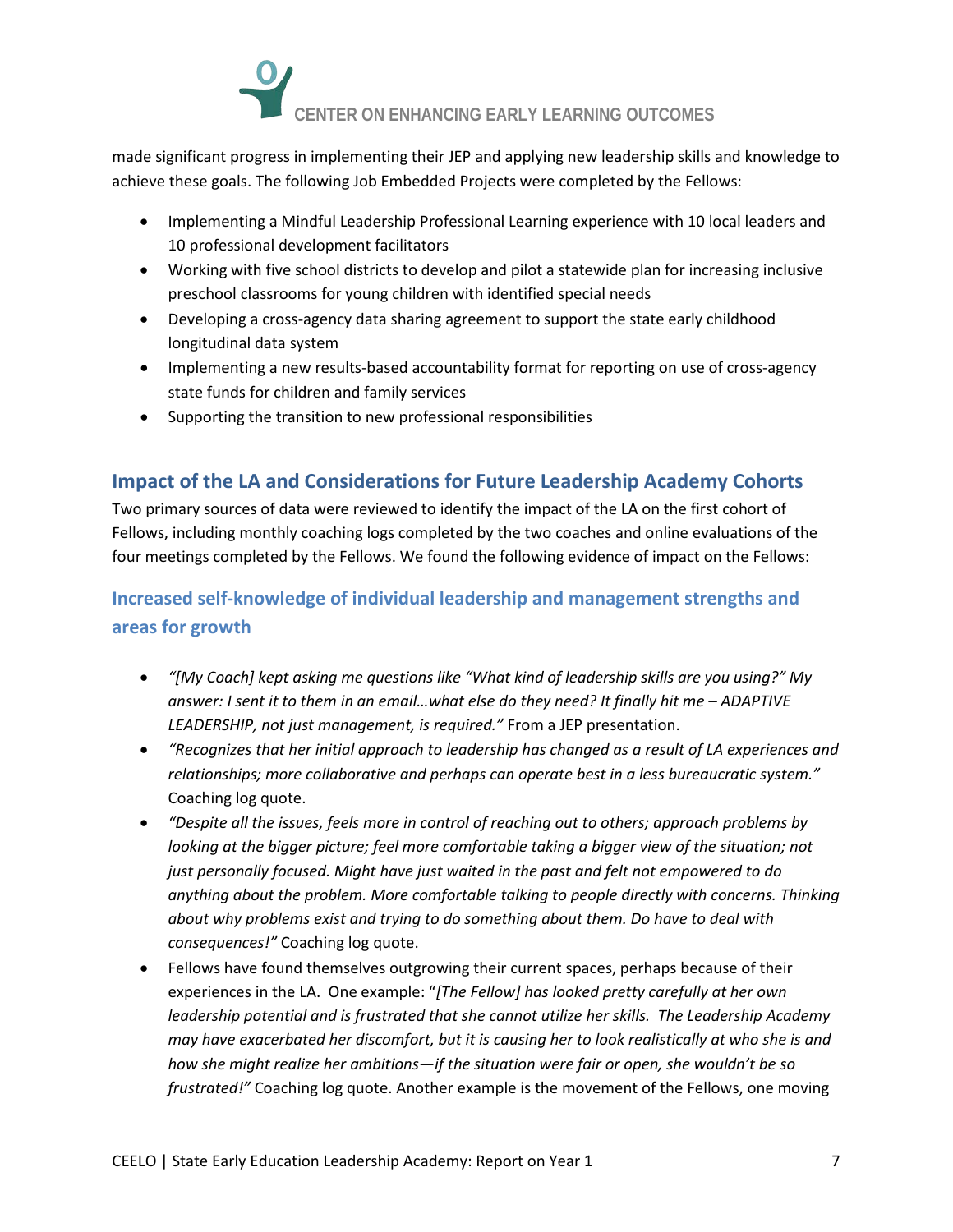made significant progress in implementing their JEP and applying new leadership skills and knowledge to achieve these goals. The following Job Embedded Projects were completed by the Fellows:

- Implementing a Mindful Leadership Professional Learning experience with 10 local leaders and 10 professional development facilitators
- Working with five school districts to develop and pilot a statewide plan for increasing inclusive preschool classrooms for young children with identified special needs
- Developing a cross-agency data sharing agreement to support the state early childhood longitudinal data system
- Implementing a new results-based accountability format for reporting on use of cross-agency state funds for children and family services
- Supporting the transition to new professional responsibilities

## Impact of the LA and Considerations for Future Leadership Academy Cohorts

Two primary sources of data were reviewed to identify the impact of the LA on the first cohort of Fellows, including monthly coaching logs completed by the two coaches and online evaluations of the four meetings completed by the Fellows. We found the following evidence of impact on the Fellows:

### Increased self-knowledge of individual leadership and management strengths and areas for growth

- *"[My Coach] kept asking me questions like "What kind of leadership skills are you using?" My answer: I sent it to them in an email…what else do they need? It finally hit me – ADAPTIVE LEADERSHIP, not just management, is required."* From a JEP presentation.
- *"Recognizes that her initial approach to leadership has changed as a result of LA experiences and relationships; more collaborative and perhaps can operate best in a less bureaucratic system."* Coaching log quote.
- *"Despite all the issues, feels more in control of reaching out to others; approach problems by looking at the bigger picture; feel more comfortable taking a bigger view of the situation; not just personally focused. Might have just waited in the past and felt not empowered to do anything about the problem. More comfortable talking to people directly with concerns. Thinking about why problems exist and trying to do something about them. Do have to deal with consequences!"* Coaching log quote.
- Fellows have found themselves outgrowing their current spaces, perhaps because of their experiences in the LA. One example: "*[The Fellow] has looked pretty carefully at her own leadership potential and is frustrated that she cannot utilize her skills. The Leadership Academy may have exacerbated her discomfort, but it is causing her to look realistically at who she is and how she might realize her ambitions—if the situation were fair or open, she wouldn't be so frustrated!"* Coaching log quote. Another example is the movement of the Fellows, one moving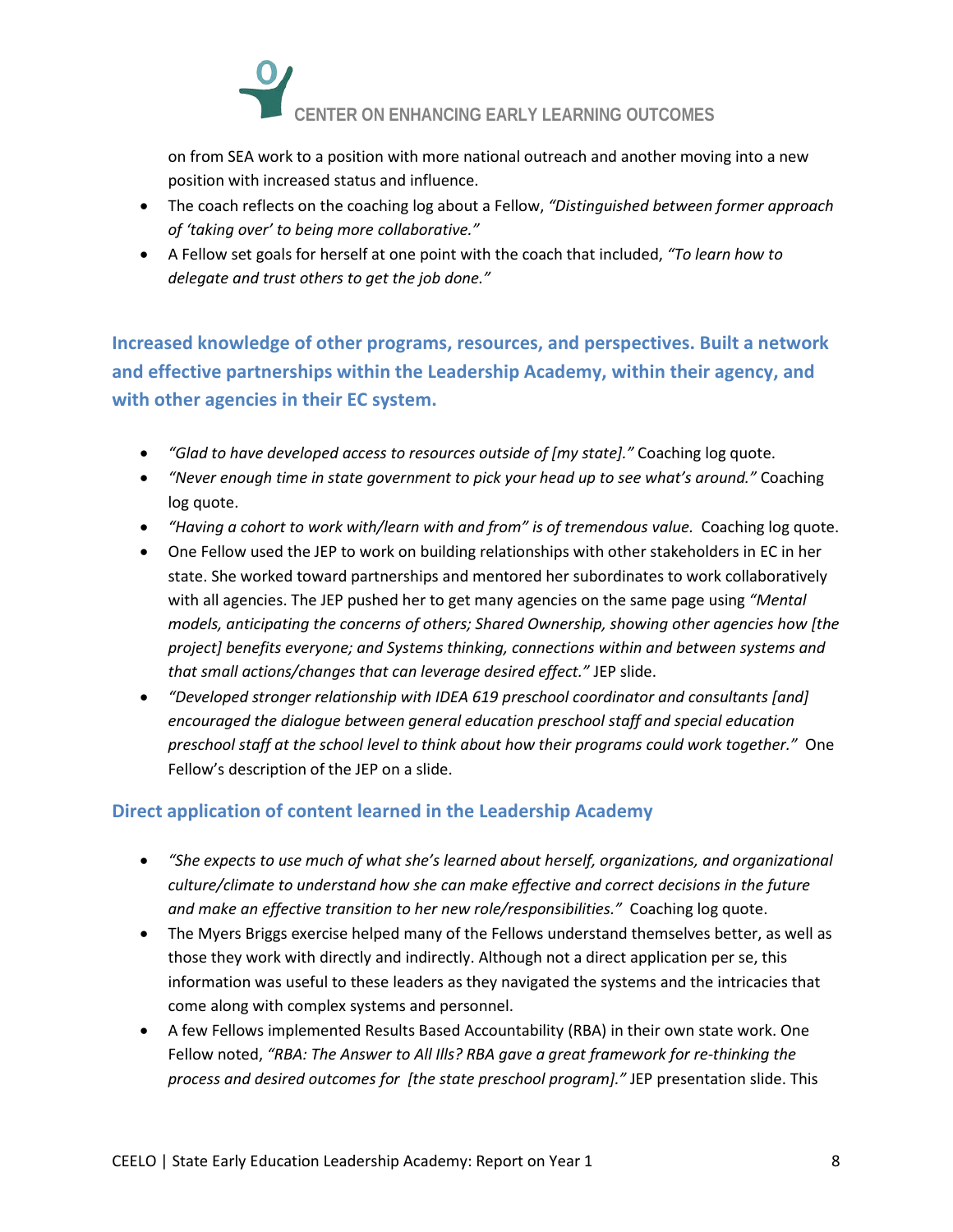on from SEA work to a position with more national outreach and another moving into a new position with increased status and influence.

- The coach reflects on the coaching log about a Fellow, *"Distinguished between former approach of 'taking over' to being more collaborative."*
- A Fellow set goals for herself at one point with the coach that included, *"To learn how to delegate and trust others to get the job done."*

## Increased knowledge of other programs, resources, and perspectives. Built a network and effective partnerships within the Leadership Academy, within their agency, and with other agencies in their EC system.

- *"Glad to have developed access to resources outside of [my state]."* Coaching log quote.
- *"Never enough time in state government to pick your head up to see what's around."* Coaching log quote.
- *"Having a cohort to work with/learn with and from" is of tremendous value.* Coaching log quote.
- One Fellow used the JEP to work on building relationships with other stakeholders in EC in her state. She worked toward partnerships and mentored her subordinates to work collaboratively with all agencies. The JEP pushed her to get many agencies on the same page using *"Mental models, anticipating the concerns of others; Shared Ownership, showing other agencies how [the project] benefits everyone; and Systems thinking, connections within and between systems and that small actions/changes that can leverage desired effect."* JEP slide.
- *"Developed stronger relationship with IDEA 619 preschool coordinator and consultants [and] encouraged the dialogue between general education preschool staff and special education preschool staff at the school level to think about how their programs could work together."* One Fellow's description of the JEP on a slide.

## Direct application of content learned in the Leadership Academy

- *"She expects to use much of what she's learned about herself, organizations, and organizational culture/climate to understand how she can make effective and correct decisions in the future and make an effective transition to her new role/responsibilities."* Coaching log quote.
- The Myers Briggs exercise helped many of the Fellows understand themselves better, as well as those they work with directly and indirectly. Although not a direct application per se, this information was useful to these leaders as they navigated the systems and the intricacies that come along with complex systems and personnel.
- A few Fellows implemented Results Based Accountability (RBA) in their own state work. One Fellow noted, *"RBA: The Answer to All Ills? RBA gave a great framework for re-thinking the process and desired outcomes for [the state preschool program]."* JEP presentation slide. This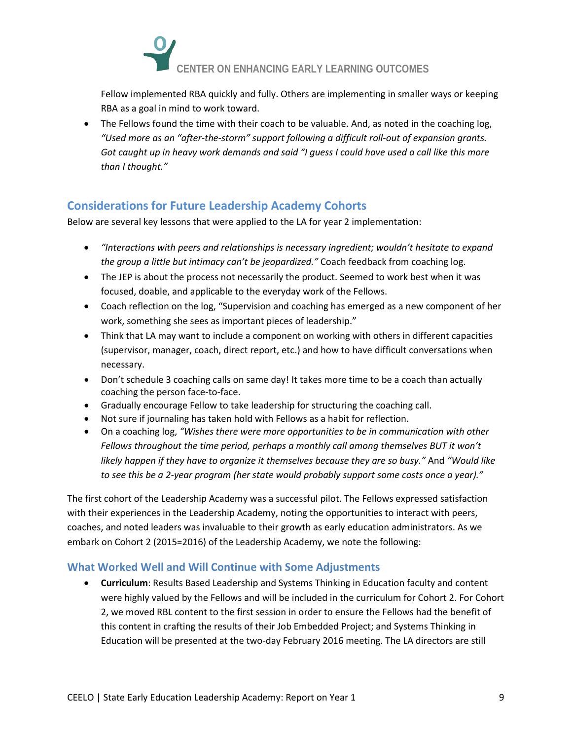Fellow implemented RBA quickly and fully. Others are implementing in smaller ways or keeping RBA as a goal in mind to work toward.

- The Fellows found the time with their coach to be valuable. And, as noted in the coaching log, *"Used more as an "after-the-storm" support following a difficult roll-out of expansion grants. Got caught up in heavy work demands and said "I guess I could have used a call like this more than I thought."*

## Considerations for Future Leadership Academy Cohorts

Below are several key lessons that were applied to the LA for year 2 implementation:

- *"Interactions with peers and relationships is necessary ingredient; wouldn't hesitate to expand the group a little but intimacy can't be jeopardized."* Coach feedback from coaching log.
- The JEP is about the process not necessarily the product. Seemed to work best when it was focused, doable, and applicable to the everyday work of the Fellows.
- Coach reflection on the log, "Supervision and coaching has emerged as a new component of her work, something she sees as important pieces of leadership."
- Think that LA may want to include a component on working with others in different capacities (supervisor, manager, coach, direct report, etc.) and how to have difficult conversations when necessary.
- Don't schedule 3 coaching calls on same day! It takes more time to be a coach than actually coaching the person face-to-face.
- Gradually encourage Fellow to take leadership for structuring the coaching call.
- Not sure if journaling has taken hold with Fellows as a habit for reflection.
- On a coaching log, *"Wishes there were more opportunities to be in communication with other Fellows throughout the time period, perhaps a monthly call among themselves BUT it won't likely happen if they have to organize it themselves because they are so busy."* And *"Would like to see this be a 2-year program (her state would probably support some costs once a year)."*

The first cohort of the Leadership Academy was a successful pilot. The Fellows expressed satisfaction with their experiences in the Leadership Academy, noting the opportunities to interact with peers, coaches, and noted leaders was invaluable to their growth as early education administrators. As we embark on Cohort 2 (2015=2016) of the Leadership Academy, we note the following:

### What Worked Well and Will Continue with Some Adjustments

- **Curriculum**: Results Based Leadership and Systems Thinking in Education faculty and content were highly valued by the Fellows and will be included in the curriculum for Cohort 2. For Cohort 2, we moved RBL content to the first session in order to ensure the Fellows had the benefit of this content in crafting the results of their Job Embedded Project; and Systems Thinking in Education will be presented at the two-day February 2016 meeting. The LA directors are still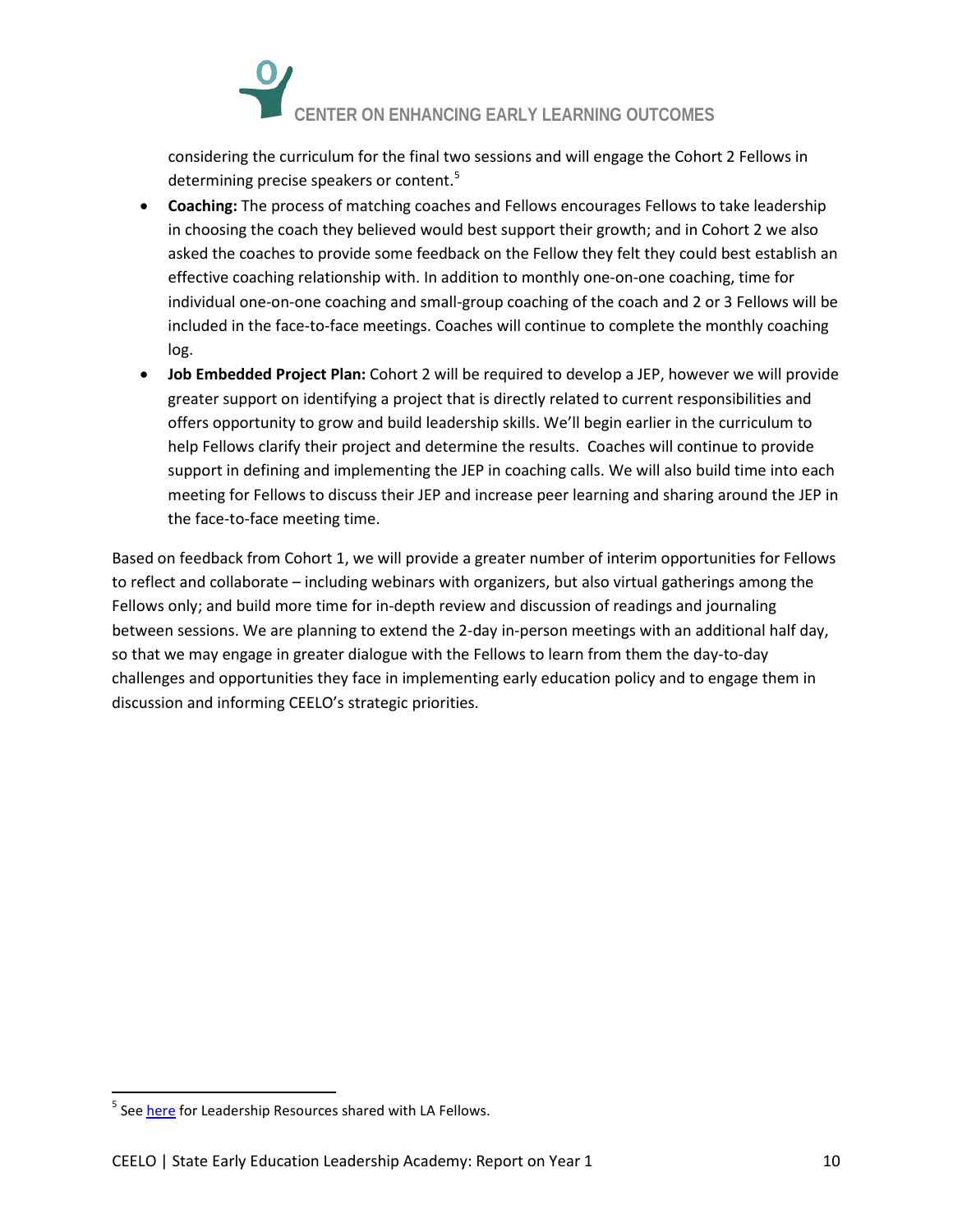considering the curriculum for the final two sessions and will engage the Cohort 2 Fellows in determining precise speakers or content.[5]

- **Coaching:** The process of matching coaches and Fellows encourages Fellows to take leadership in choosing the coach they believed would best support their growth; and in Cohort 2 we also asked the coaches to provide some feedback on the Fellow they felt they could best establish an effective coaching relationship with. In addition to monthly one-on-one coaching, time for individual one-on-one coaching and small-group coaching of the coach and 2 or 3 Fellows will be included in the face-to-face meetings. Coaches will continue to complete the monthly coaching log.
- **Job Embedded Project Plan:** Cohort 2 will be required to develop a JEP, however we will provide greater support on identifying a project that is directly related to current responsibilities and offers opportunity to grow and build leadership skills. We'll begin earlier in the curriculum to help Fellows clarify their project and determine the results. Coaches will continue to provide support in defining and implementing the JEP in coaching calls. We will also build time into each meeting for Fellows to discuss their JEP and increase peer learning and sharing around the JEP in the face-to-face meeting time.

Based on feedback from Cohort 1, we will provide a greater number of interim opportunities for Fellows to reflect and collaborate – including webinars with organizers, but also virtual gatherings among the Fellows only; and build more time for in-depth review and discussion of readings and journaling between sessions. We are planning to extend the 2-day in-person meetings with an additional half day, so that we may engage in greater dialogue with the Fellows to learn from them the day-to-day challenges and opportunities they face in implementing early education policy and to engage them in discussion and informing CEELO's strategic priorities.

[5] See here for Leadership Resources shared with LA Fellows.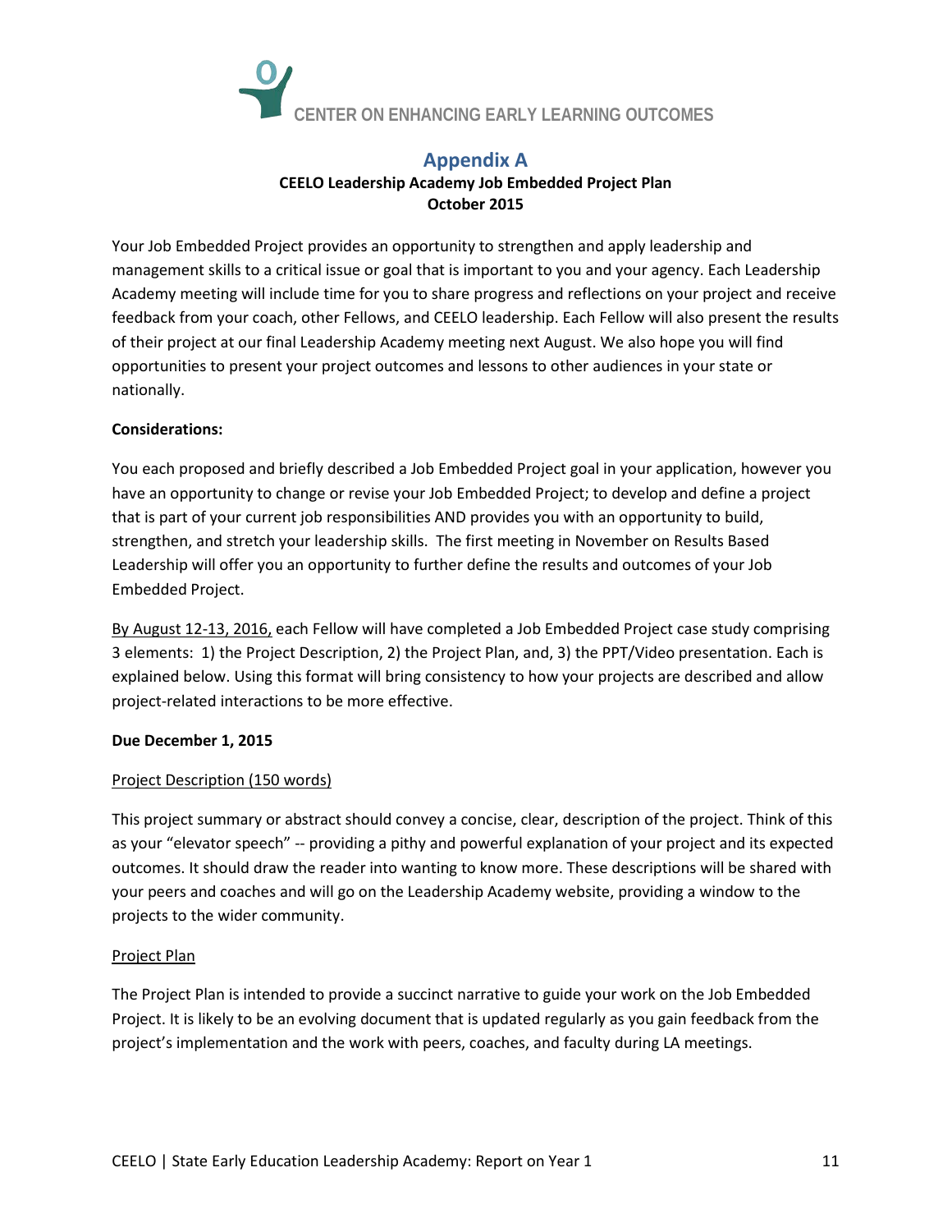CENTER ON ENHANCING EARLY LEARNING OUTCOMES

# Appendix A

**CEELO Leadership Academy Job Embedded Project Plan**
**October 2015**

Your Job Embedded Project provides an opportunity to strengthen and apply leadership and management skills to a critical issue or goal that is important to you and your agency. Each Leadership Academy meeting will include time for you to share progress and reflections on your project and receive feedback from your coach, other Fellows, and CEELO leadership. Each Fellow will also present the results of their project at our final Leadership Academy meeting next August. We also hope you will find opportunities to present your project outcomes and lessons to other audiences in your state or nationally.

**Considerations:**

You each proposed and briefly described a Job Embedded Project goal in your application, however you have an opportunity to change or revise your Job Embedded Project; to develop and define a project that is part of your current job responsibilities AND provides you with an opportunity to build, strengthen, and stretch your leadership skills. The first meeting in November on Results Based Leadership will offer you an opportunity to further define the results and outcomes of your Job Embedded Project.

By August 12-13, 2016, each Fellow will have completed a Job Embedded Project case study comprising 3 elements: 1) the Project Description, 2) the Project Plan, and, 3) the PPT/Video presentation. Each is explained below. Using this format will bring consistency to how your projects are described and allow project-related interactions to be more effective.

**Due December 1, 2015**

Project Description (150 words)

This project summary or abstract should convey a concise, clear, description of the project. Think of this as your "elevator speech" -- providing a pithy and powerful explanation of your project and its expected outcomes. It should draw the reader into wanting to know more. These descriptions will be shared with your peers and coaches and will go on the Leadership Academy website, providing a window to the projects to the wider community.

Project Plan

The Project Plan is intended to provide a succinct narrative to guide your work on the Job Embedded Project. It is likely to be an evolving document that is updated regularly as you gain feedback from the project's implementation and the work with peers, coaches, and faculty during LA meetings.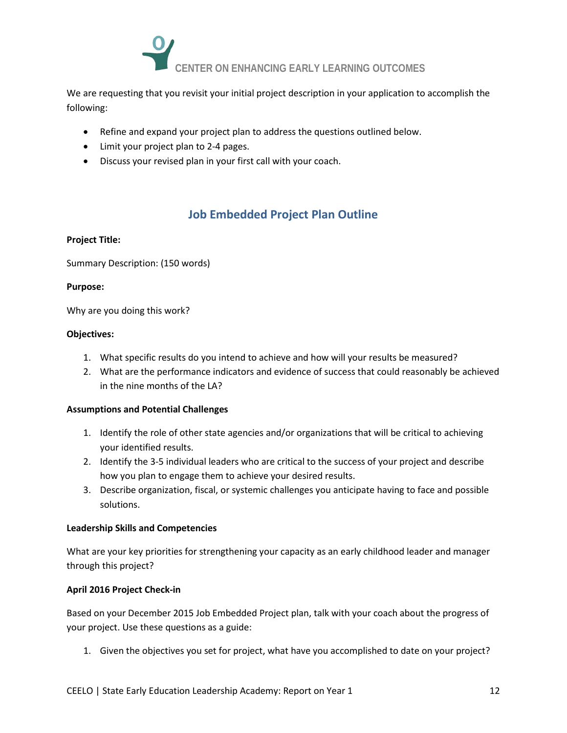CENTER ON ENHANCING EARLY LEARNING OUTCOMES

We are requesting that you revisit your initial project description in your application to accomplish the following:

- Refine and expand your project plan to address the questions outlined below.
- Limit your project plan to 2-4 pages.
- Discuss your revised plan in your first call with your coach.

## Job Embedded Project Plan Outline

**Project Title:**

Summary Description: (150 words)

**Purpose:**

Why are you doing this work?

**Objectives:**

1. What specific results do you intend to achieve and how will your results be measured?
2. What are the performance indicators and evidence of success that could reasonably be achieved in the nine months of the LA?

**Assumptions and Potential Challenges**

1. Identify the role of other state agencies and/or organizations that will be critical to achieving your identified results.
2. Identify the 3-5 individual leaders who are critical to the success of your project and describe how you plan to engage them to achieve your desired results.
3. Describe organization, fiscal, or systemic challenges you anticipate having to face and possible solutions.

**Leadership Skills and Competencies**

What are your key priorities for strengthening your capacity as an early childhood leader and manager through this project?

**April 2016 Project Check-in**

Based on your December 2015 Job Embedded Project plan, talk with your coach about the progress of your project. Use these questions as a guide:

1. Given the objectives you set for project, what have you accomplished to date on your project?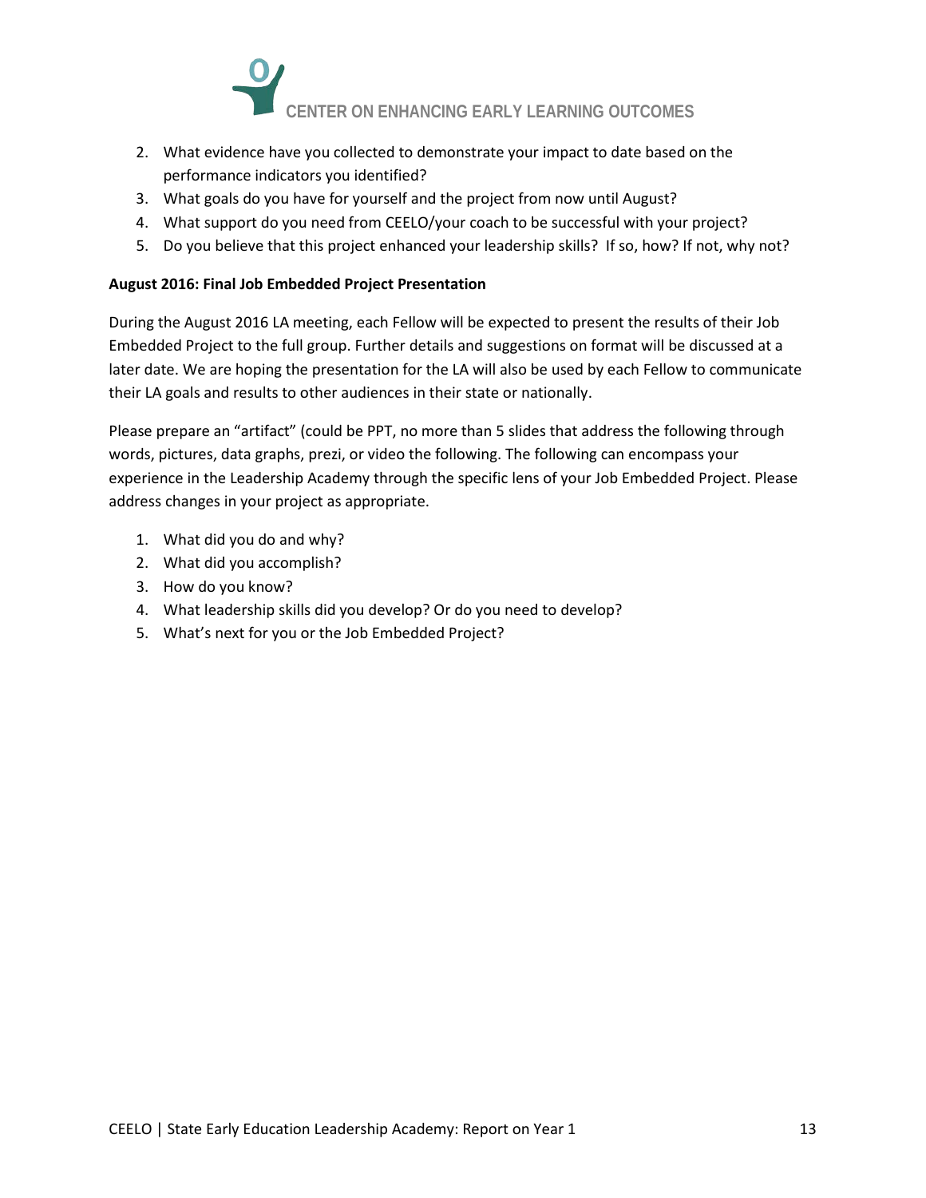2. What evidence have you collected to demonstrate your impact to date based on the performance indicators you identified?
3. What goals do you have for yourself and the project from now until August?
4. What support do you need from CEELO/your coach to be successful with your project?
5. Do you believe that this project enhanced your leadership skills? If so, how? If not, why not?

**August 2016: Final Job Embedded Project Presentation**

During the August 2016 LA meeting, each Fellow will be expected to present the results of their Job Embedded Project to the full group. Further details and suggestions on format will be discussed at a later date. We are hoping the presentation for the LA will also be used by each Fellow to communicate their LA goals and results to other audiences in their state or nationally.

Please prepare an "artifact" (could be PPT, no more than 5 slides that address the following through words, pictures, data graphs, prezi, or video the following. The following can encompass your experience in the Leadership Academy through the specific lens of your Job Embedded Project. Please address changes in your project as appropriate.

1. What did you do and why?
2. What did you accomplish?
3. How do you know?
4. What leadership skills did you develop? Or do you need to develop?
5. What's next for you or the Job Embedded Project?